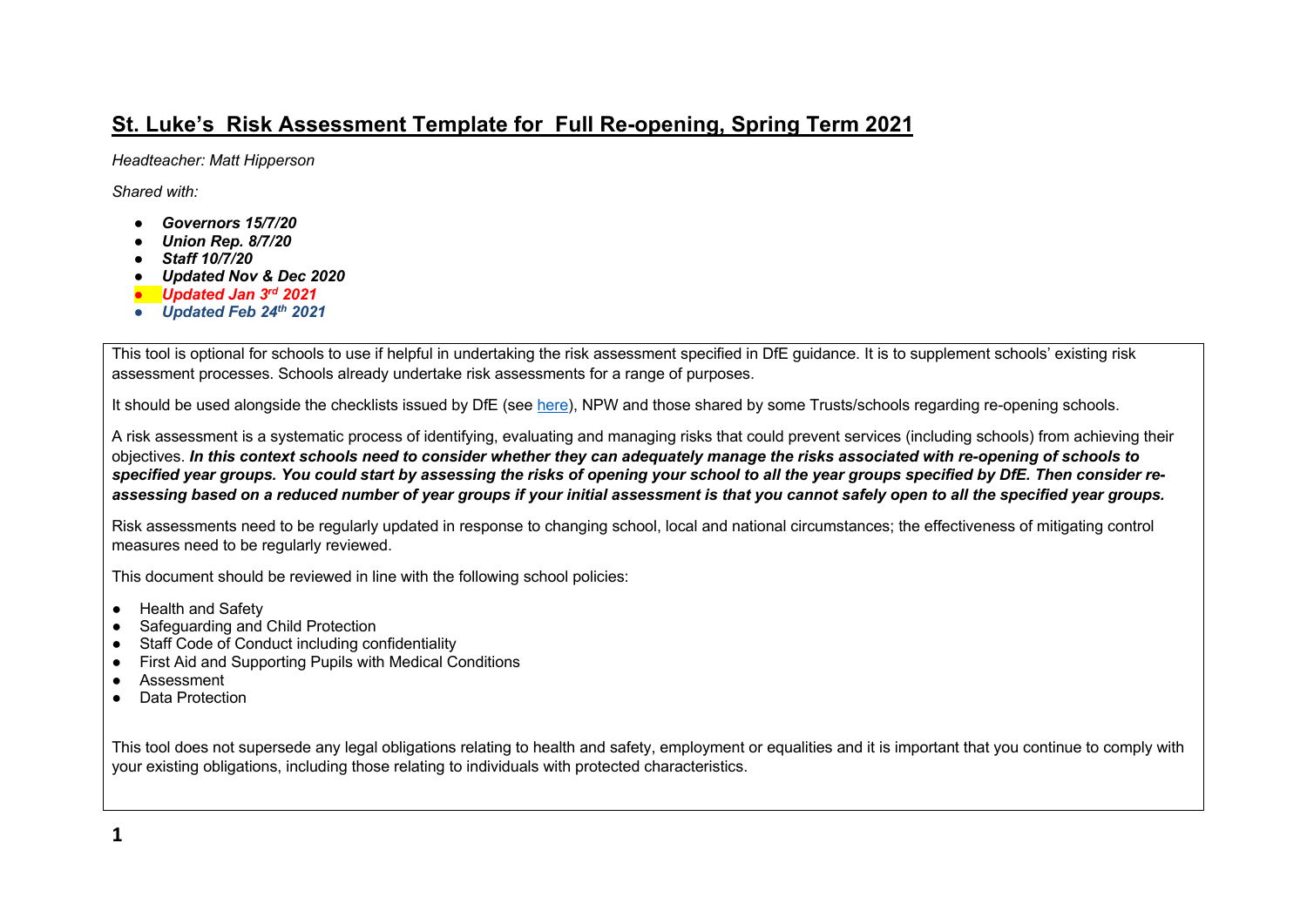# St. Luke's Risk Assessment Template for Full Re-opening, Spring Term 2021

*Headteacher: Matt Hipperson*

*Shared with:*

- ***Governors 15/7/20***
- ***Union Rep. 8/7/20***
- ***Staff 10/7/20***
- ***Updated Nov & Dec 2020***
- ***Updated Jan 3rd 2021***
- ***Updated Feb 24th 2021***

This tool is optional for schools to use if helpful in undertaking the risk assessment specified in DfE guidance. It is to supplement schools' existing risk assessment processes. Schools already undertake risk assessments for a range of purposes.

It should be used alongside the checklists issued by DfE (see here), NPW and those shared by some Trusts/schools regarding re-opening schools.

A risk assessment is a systematic process of identifying, evaluating and managing risks that could prevent services (including schools) from achieving their objectives. ***In this context schools need to consider whether they can adequately manage the risks associated with re-opening of schools to specified year groups. You could start by assessing the risks of opening your school to all the year groups specified by DfE. Then consider re-assessing based on a reduced number of year groups if your initial assessment is that you cannot safely open to all the specified year groups.***

Risk assessments need to be regularly updated in response to changing school, local and national circumstances; the effectiveness of mitigating control measures need to be regularly reviewed.

This document should be reviewed in line with the following school policies:

- Health and Safety
- Safeguarding and Child Protection
- Staff Code of Conduct including confidentiality
- First Aid and Supporting Pupils with Medical Conditions
- Assessment
- Data Protection

This tool does not supersede any legal obligations relating to health and safety, employment or equalities and it is important that you continue to comply with your existing obligations, including those relating to individuals with protected characteristics.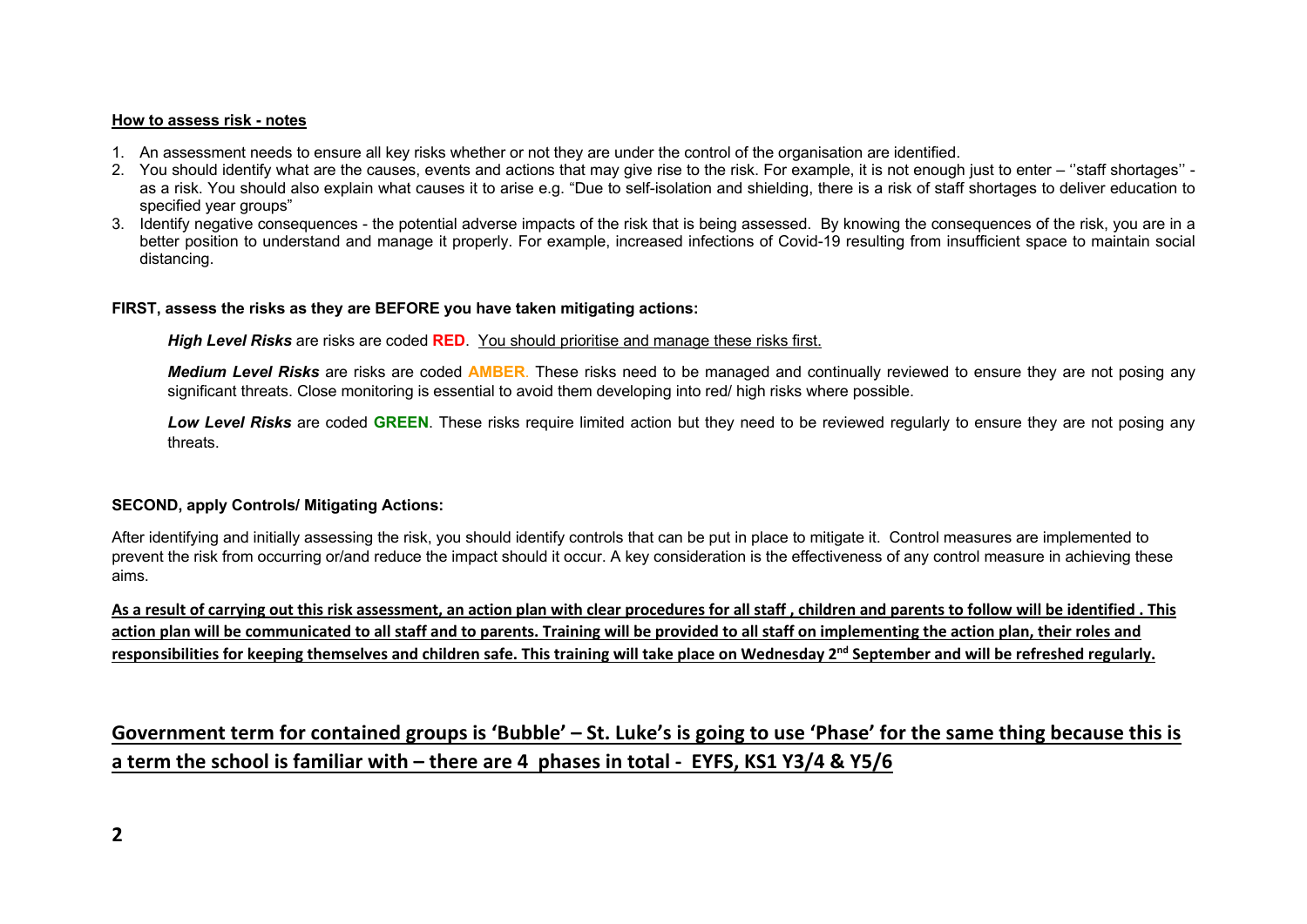**<u>How to assess risk - notes</u>**

1. An assessment needs to ensure all key risks whether or not they are under the control of the organisation are identified.
2. You should identify what are the causes, events and actions that may give rise to the risk. For example, it is not enough just to enter – ''staff shortages'' - as a risk. You should also explain what causes it to arise e.g. "Due to self-isolation and shielding, there is a risk of staff shortages to deliver education to specified year groups"
3. Identify negative consequences - the potential adverse impacts of the risk that is being assessed. By knowing the consequences of the risk, you are in a better position to understand and manage it properly. For example, increased infections of Covid-19 resulting from insufficient space to maintain social distancing.

**FIRST, assess the risks as they are BEFORE you have taken mitigating actions:**

***High Level Risks*** are risks are coded **RED**. <u>You should prioritise and manage these risks first.</u>

***Medium Level Risks*** are risks are coded **AMBER**. These risks need to be managed and continually reviewed to ensure they are not posing any significant threats. Close monitoring is essential to avoid them developing into red/ high risks where possible.

***Low Level Risks*** are coded **GREEN**. These risks require limited action but they need to be reviewed regularly to ensure they are not posing any threats.

**SECOND, apply Controls/ Mitigating Actions:**

After identifying and initially assessing the risk, you should identify controls that can be put in place to mitigate it. Control measures are implemented to prevent the risk from occurring or/and reduce the impact should it occur. A key consideration is the effectiveness of any control measure in achieving these aims.

**<u>As a result of carrying out this risk assessment, an action plan with clear procedures for all staff , children and parents to follow will be identified . This action plan will be communicated to all staff and to parents. Training will be provided to all staff on implementing the action plan, their roles and responsibilities for keeping themselves and children safe. This training will take place on Wednesday 2nd September and will be refreshed regularly.</u>**

## <u>Government term for contained groups is 'Bubble' – St. Luke's is going to use 'Phase' for the same thing because this is a term the school is familiar with – there are 4 phases in total - EYFS, KS1 Y3/4 & Y5/6</u>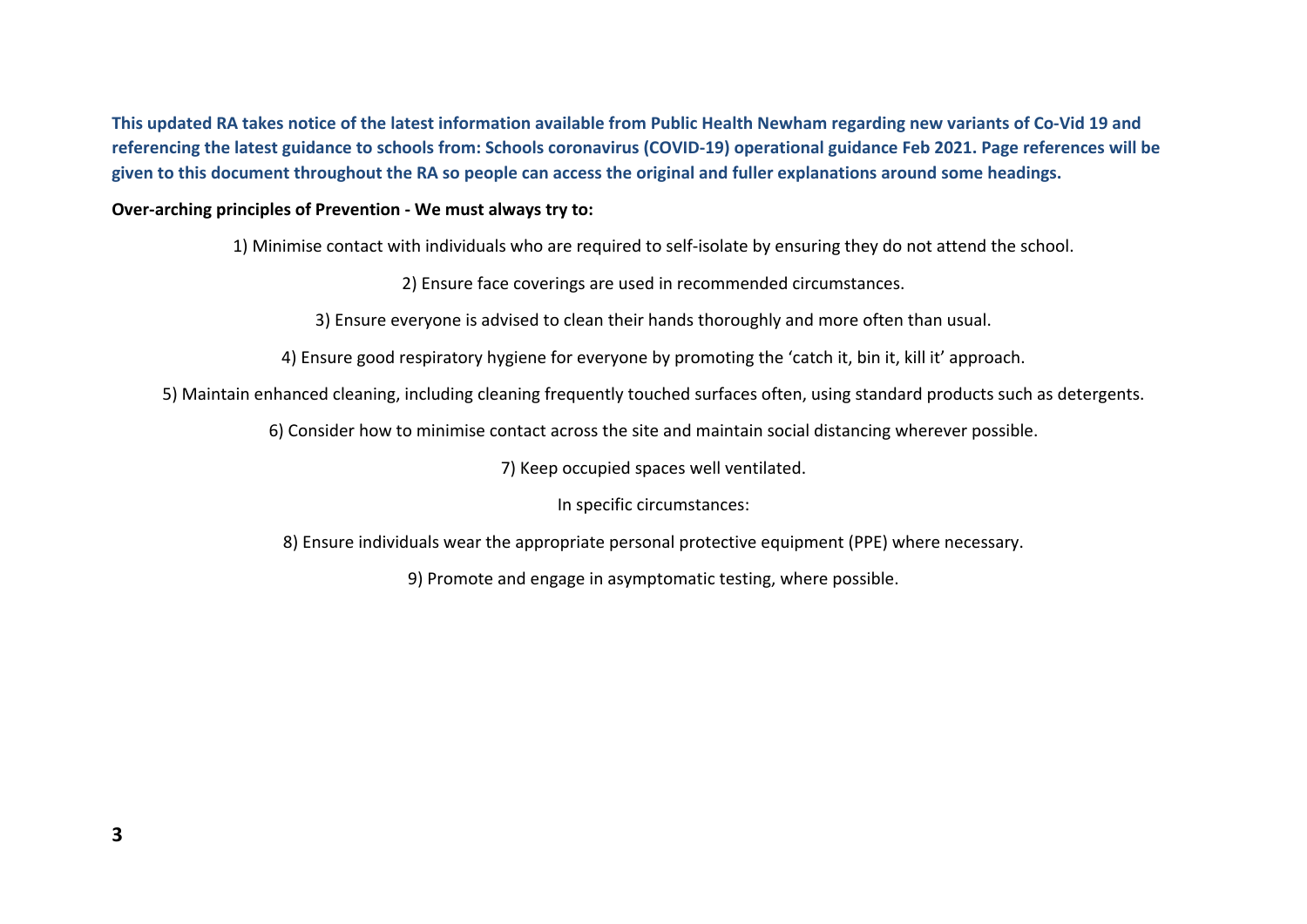**This updated RA takes notice of the latest information available from Public Health Newham regarding new variants of Co-Vid 19 and referencing the latest guidance to schools from: Schools coronavirus (COVID-19) operational guidance Feb 2021. Page references will be given to this document throughout the RA so people can access the original and fuller explanations around some headings.**

**Over-arching principles of Prevention - We must always try to:**

1) Minimise contact with individuals who are required to self-isolate by ensuring they do not attend the school.

2) Ensure face coverings are used in recommended circumstances.

3) Ensure everyone is advised to clean their hands thoroughly and more often than usual.

4) Ensure good respiratory hygiene for everyone by promoting the 'catch it, bin it, kill it' approach.

5) Maintain enhanced cleaning, including cleaning frequently touched surfaces often, using standard products such as detergents.

6) Consider how to minimise contact across the site and maintain social distancing wherever possible.

7) Keep occupied spaces well ventilated.

In specific circumstances:

8) Ensure individuals wear the appropriate personal protective equipment (PPE) where necessary.

9) Promote and engage in asymptomatic testing, where possible.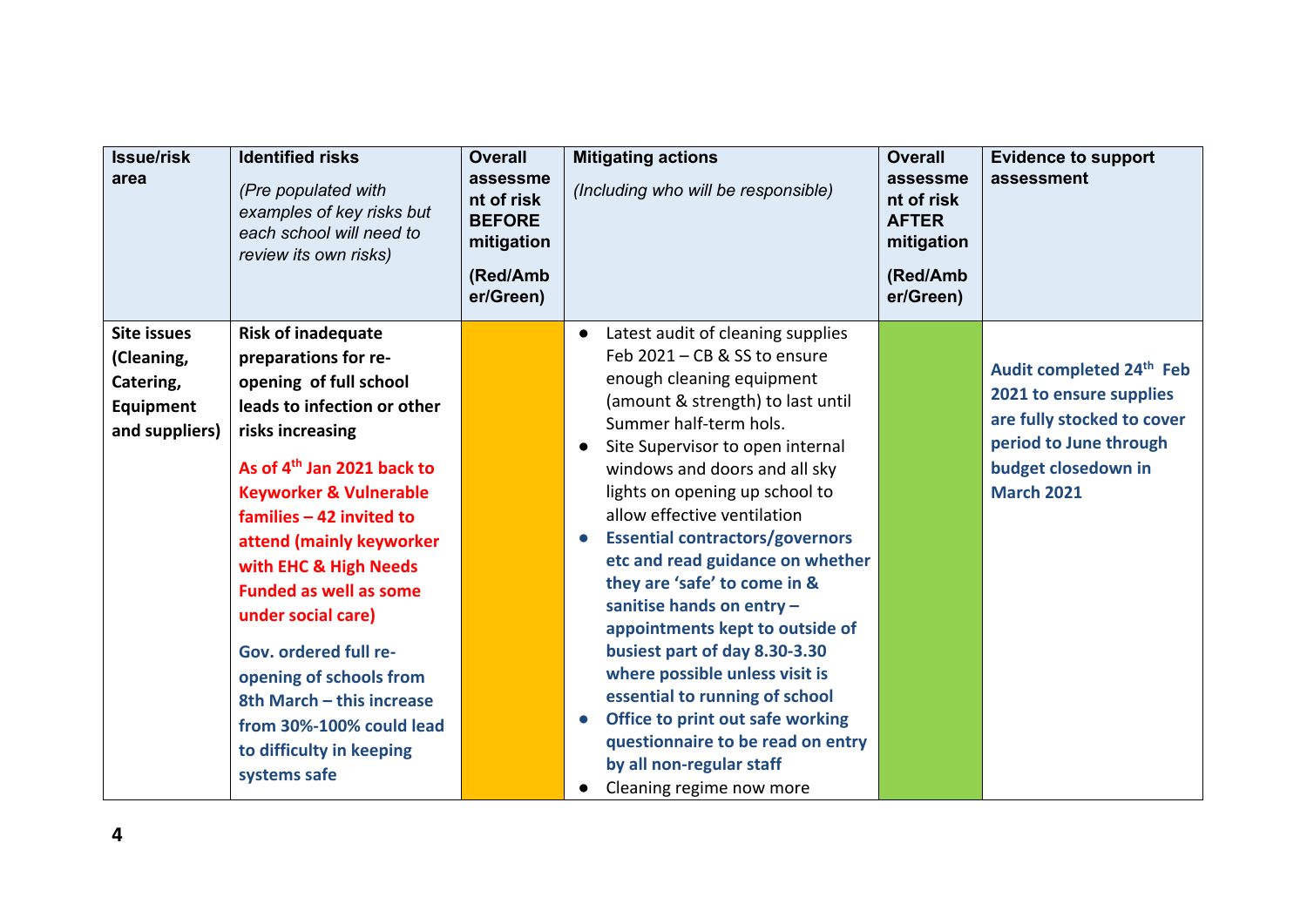| Issue/risk area | Identified risks *(Pre populated with examples of key risks but each school will need to review its own risks)* | Overall assessment of risk BEFORE mitigation (Red/Amber/Green) | Mitigating actions *(Including who will be responsible)* | Overall assessment of risk AFTER mitigation (Red/Amber/Green) | Evidence to support assessment |
|---|---|---|---|---|---|
| **Site issues (Cleaning, Catering, Equipment and suppliers)** | **Risk of inadequate preparations for re-opening of full school leads to infection or other risks increasing**<br><br>**As of 4th Jan 2021 back to Keyworker & Vulnerable families – 42 invited to attend (mainly keyworker with EHC & High Needs Funded as well as some under social care)**<br><br>**Gov. ordered full re-opening of schools from 8th March – this increase from 30%-100% could lead to difficulty in keeping systems safe** | Amber | • Latest audit of cleaning supplies Feb 2021 – CB & SS to ensure enough cleaning equipment (amount & strength) to last until Summer half-term hols.<br>• Site Supervisor to open internal windows and doors and all sky lights on opening up school to allow effective ventilation<br>• **Essential contractors/governors etc and read guidance on whether they are 'safe' to come in & sanitise hands on entry – appointments kept to outside of busiest part of day 8.30-3.30 where possible unless visit is essential to running of school**<br>• **Office to print out safe working questionnaire to be read on entry by all non-regular staff**<br>• Cleaning regime now more | Green | **Audit completed 24th Feb 2021 to ensure supplies are fully stocked to cover period to June through budget closedown in March 2021** |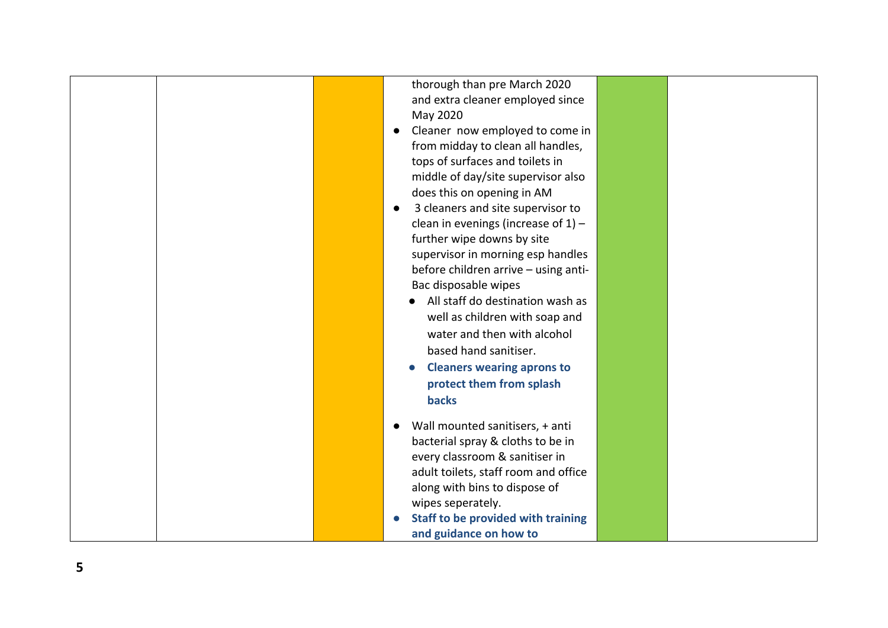| | | | | | |
|---|---|---|---|---|---|
| | | | thorough than pre March 2020 and extra cleaner employed since May 2020<br>● Cleaner now employed to come in from midday to clean all handles, tops of surfaces and toilets in middle of day/site supervisor also does this on opening in AM<br>● 3 cleaners and site supervisor to clean in evenings (increase of 1) – further wipe downs by site supervisor in morning esp handles before children arrive – using anti-Bac disposable wipes<br>● All staff do destination wash as well as children with soap and water and then with alcohol based hand sanitiser.<br>● **Cleaners wearing aprons to protect them from splash backs**<br>● Wall mounted sanitisers, + anti bacterial spray & cloths to be in every classroom & sanitiser in adult toilets, staff room and office along with bins to dispose of wipes seperately.<br>● **Staff to be provided with training and guidance on how to** | | |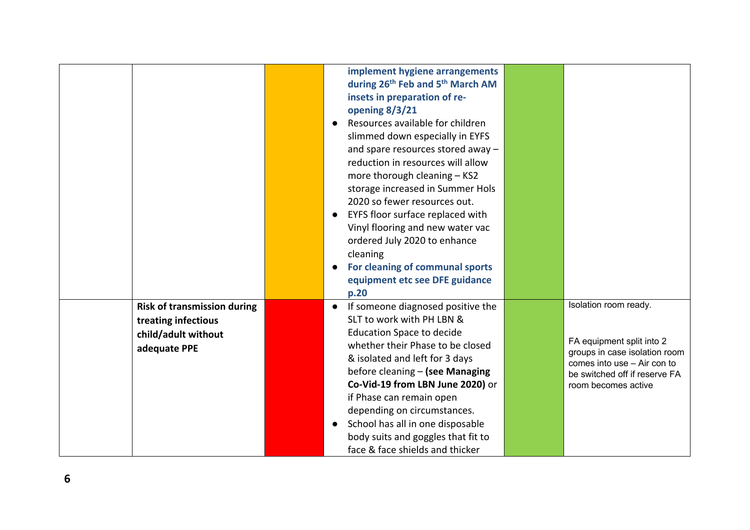| | | | | | |
|---|---|---|---|---|---|
| | | | **implement hygiene arrangements during 26th Feb and 5th March AM insets in preparation of re-opening 8/3/21**<br>● Resources available for children slimmed down especially in EYFS and spare resources stored away – reduction in resources will allow more thorough cleaning – KS2 storage increased in Summer Hols 2020 so fewer resources out.<br>● EYFS floor surface replaced with Vinyl flooring and new water vac ordered July 2020 to enhance cleaning<br>● **For cleaning of communal sports equipment etc see DFE guidance p.20** | | |
| | **Risk of transmission during treating infectious child/adult without adequate PPE** | | ● If someone diagnosed positive the SLT to work with PH LBN & Education Space to decide whether their Phase to be closed & isolated and left for 3 days before cleaning – **(see Managing Co-Vid-19 from LBN June 2020)** or if Phase can remain open depending on circumstances.<br>● School has all in one disposable body suits and goggles that fit to face & face shields and thicker | | Isolation room ready.<br><br>FA equipment split into 2 groups in case isolation room comes into use – Air con to be switched off if reserve FA room becomes active |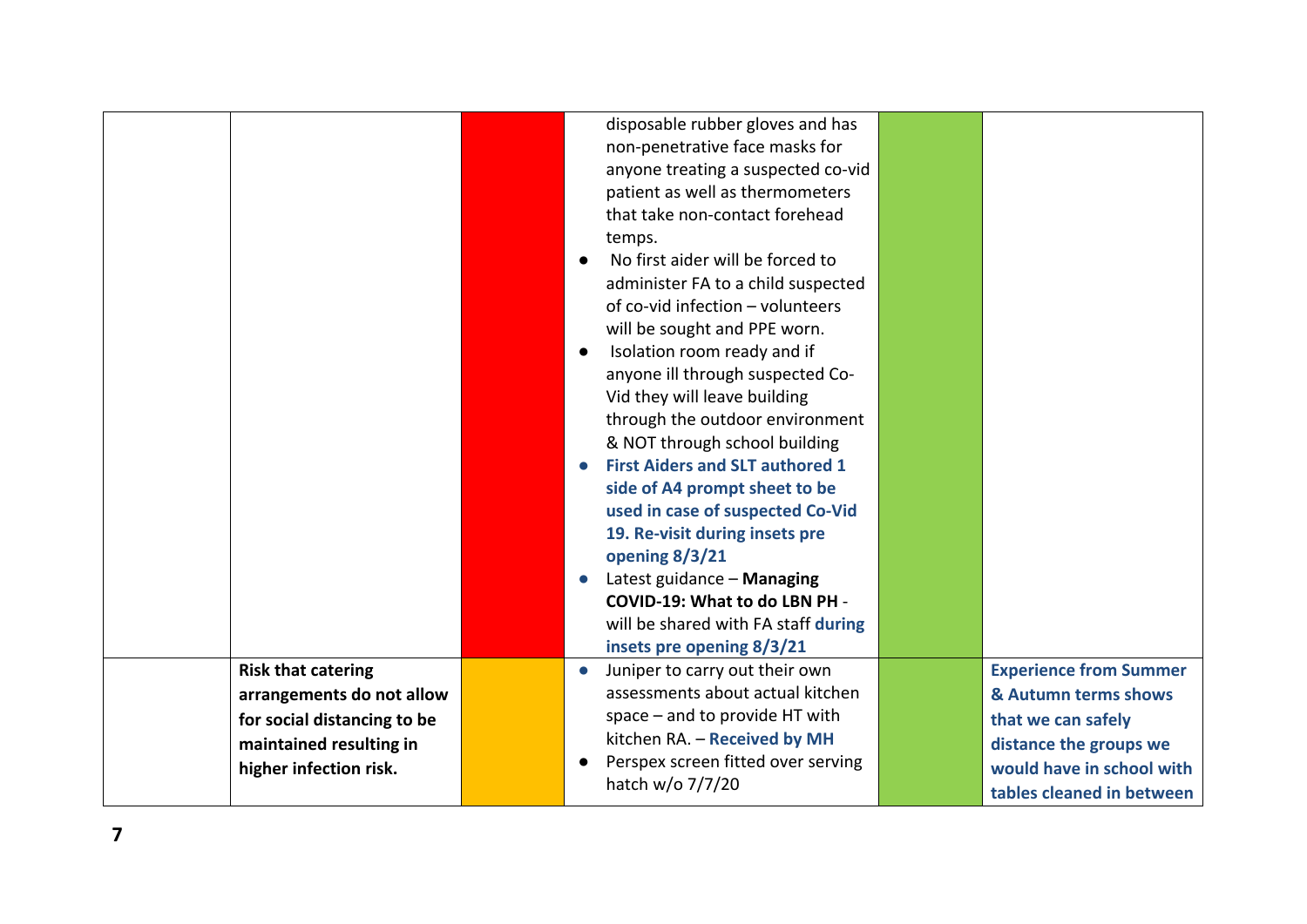| | | | | | |
|---|---|---|---|---|---|
| | | | disposable rubber gloves and has non-penetrative face masks for anyone treating a suspected co-vid patient as well as thermometers that take non-contact forehead temps.<br>● No first aider will be forced to administer FA to a child suspected of co-vid infection – volunteers will be sought and PPE worn.<br>● Isolation room ready and if anyone ill through suspected Co-Vid they will leave building through the outdoor environment & NOT through school building<br>● **First Aiders and SLT authored 1 side of A4 prompt sheet to be used in case of suspected Co-Vid 19. Re-visit during insets pre opening 8/3/21**<br>● Latest guidance – **Managing COVID-19: What to do LBN PH** - will be shared with FA staff **during insets pre opening 8/3/21** | | |
| | **Risk that catering arrangements do not allow for social distancing to be maintained resulting in higher infection risk.** | | ● Juniper to carry out their own assessments about actual kitchen space – and to provide HT with kitchen RA. – **Received by MH**<br>● Perspex screen fitted over serving hatch w/o 7/7/20 | | **Experience from Summer & Autumn terms shows that we can safely distance the groups we would have in school with tables cleaned in between** |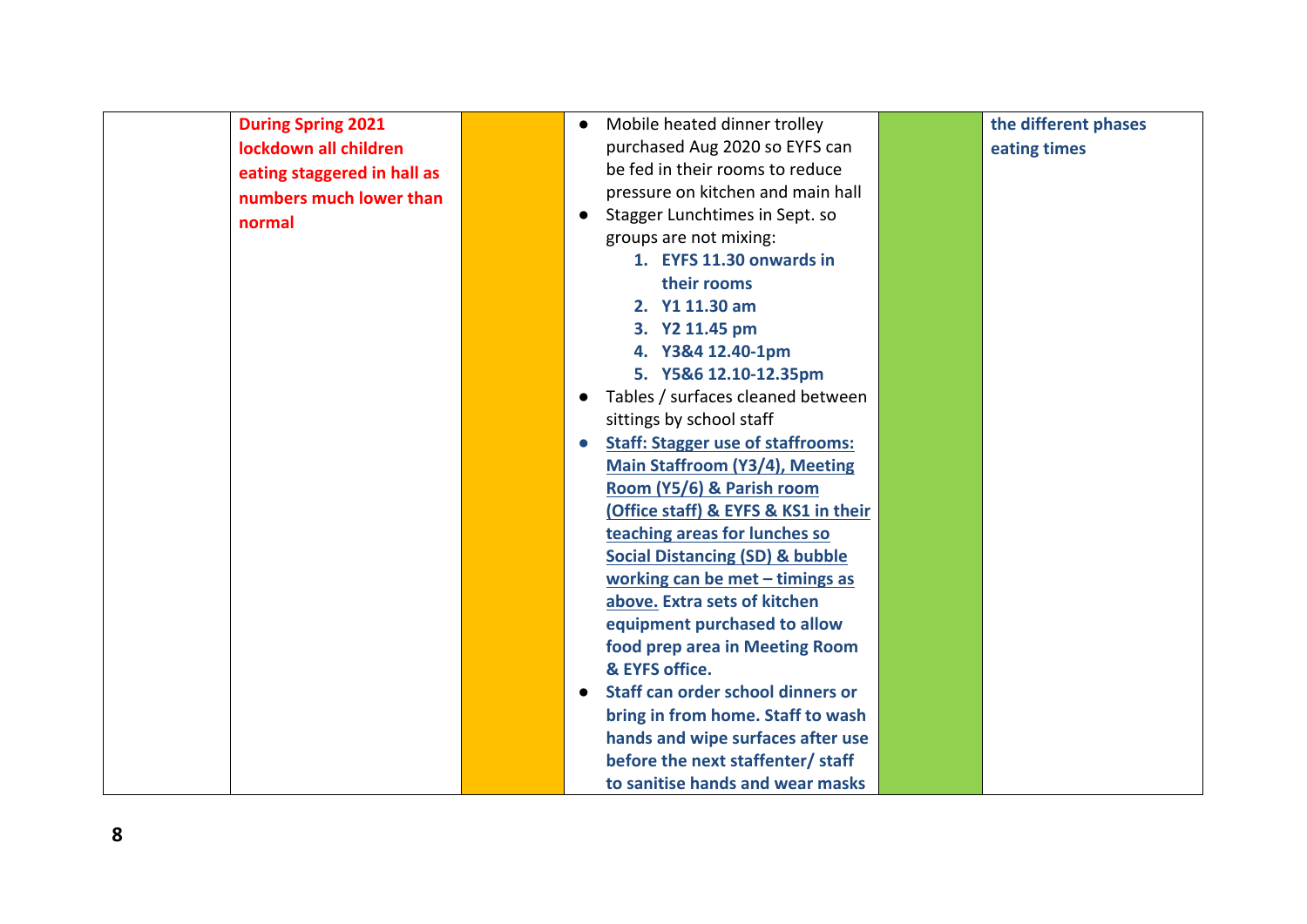|  |  |  |  |  |  |
|---|---|---|---|---|---|
|  | **During Spring 2021 lockdown all children eating staggered in hall as numbers much lower than normal** |  | • Mobile heated dinner trolley purchased Aug 2020 so EYFS can be fed in their rooms to reduce pressure on kitchen and main hall<br>• Stagger Lunchtimes in Sept. so groups are not mixing:<br>1. **EYFS 11.30 onwards in their rooms**<br>2. **Y1 11.30 am**<br>3. **Y2 11.45 pm**<br>4. **Y3&4 12.40-1pm**<br>5. **Y5&6 12.10-12.35pm**<br>• Tables / surfaces cleaned between sittings by school staff<br>• **Staff: Stagger use of staffrooms: Main Staffroom (Y3/4), Meeting Room (Y5/6) & Parish room (Office staff) & EYFS & KS1 in their teaching areas for lunches so Social Distancing (SD) & bubble working can be met – timings as above. Extra sets of kitchen equipment purchased to allow food prep area in Meeting Room & EYFS office.**<br>• **Staff can order school dinners or bring in from home. Staff to wash hands and wipe surfaces after use before the next staffenter/ staff to sanitise hands and wear masks** |  | **the different phases eating times** |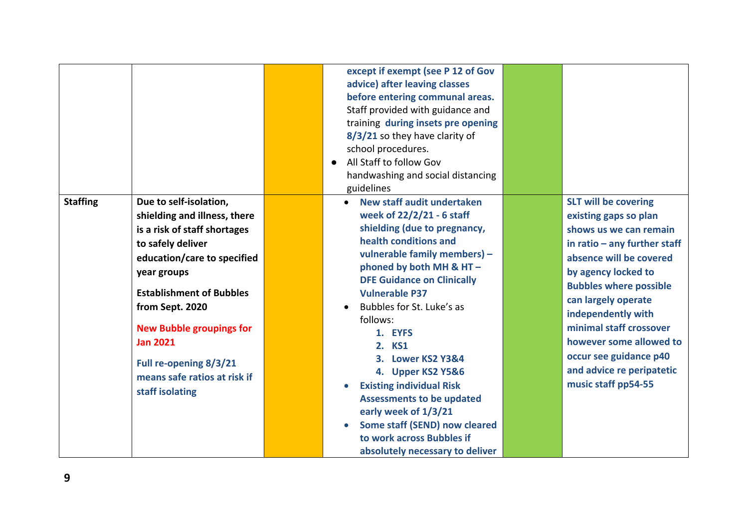| | | | | | |
|---|---|---|---|---|---|
| | | | **except if exempt (see P 12 of Gov advice) after leaving classes before entering communal areas.** Staff provided with guidance and training **during insets pre opening 8/3/21** so they have clarity of school procedures.<br>● All Staff to follow Gov handwashing and social distancing guidelines | | |
| **Staffing** | **Due to self-isolation, shielding and illness, there is a risk of staff shortages to safely deliver education/care to specified year groups**<br><br>**Establishment of Bubbles from Sept. 2020**<br><br>**New Bubble groupings for Jan 2021**<br><br>**Full re-opening 8/3/21 means safe ratios at risk if staff isolating** | | • **New staff audit undertaken week of 22/2/21 - 6 staff shielding (due to pregnancy, health conditions and vulnerable family members) – phoned by both MH & HT – DFE Guidance on Clinically Vulnerable P37**<br>• Bubbles for St. Luke's as follows:<br>1. **EYFS**<br>2. **KS1**<br>3. **Lower KS2 Y3&4**<br>4. **Upper KS2 Y5&6**<br>• **Existing individual Risk Assessments to be updated early week of 1/3/21**<br>• **Some staff (SEND) now cleared to work across Bubbles if absolutely necessary to deliver** | | **SLT will be covering existing gaps so plan shows us we can remain in ratio – any further staff absence will be covered by agency locked to Bubbles where possible can largely operate independently with minimal staff crossover however some allowed to occur see guidance p40 and advice re peripatetic music staff pp54-55** |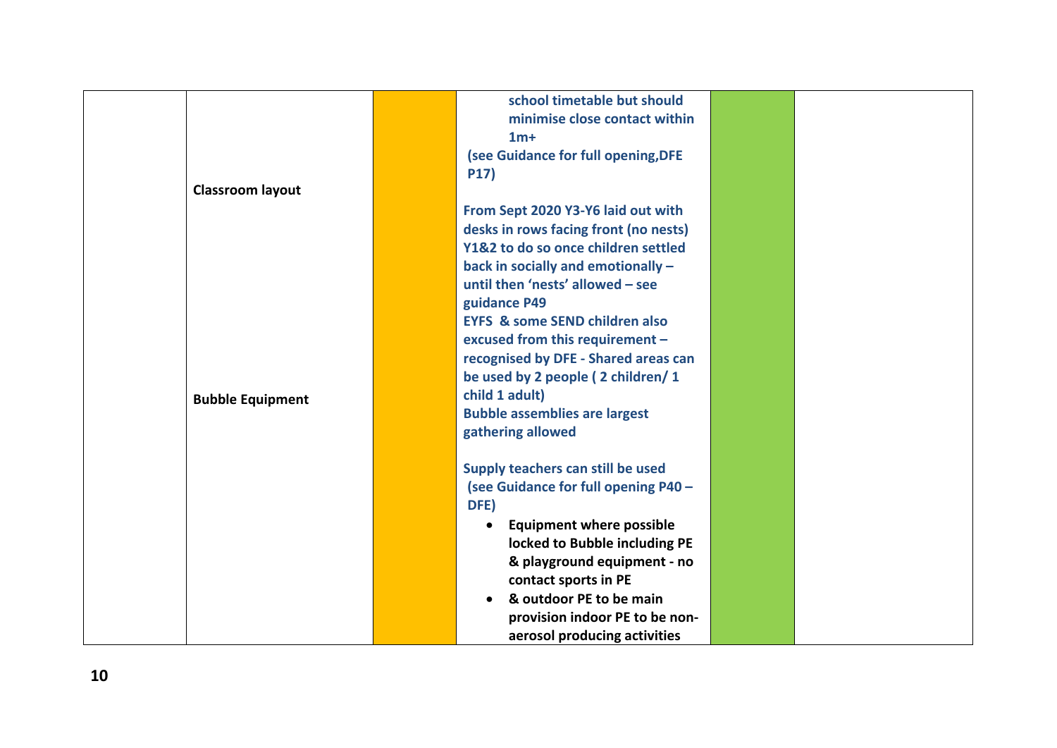| | | | | | |
|---|---|---|---|---|---|
| | Classroom layout<br><br>Bubble Equipment | | school timetable but should minimise close contact within 1m+<br>(see Guidance for full opening,DFE P17)<br><br>From Sept 2020 Y3-Y6 laid out with desks in rows facing front (no nests) Y1&2 to do so once children settled back in socially and emotionally – until then 'nests' allowed – see guidance P49<br>EYFS & some SEND children also excused from this requirement – recognised by DFE - Shared areas can be used by 2 people ( 2 children/ 1 child 1 adult)<br>Bubble assemblies are largest gathering allowed<br><br>Supply teachers can still be used (see Guidance for full opening P40 – DFE)<br>• Equipment where possible locked to Bubble including PE & playground equipment - no contact sports in PE<br>• & outdoor PE to be main provision indoor PE to be non-aerosol producing activities | | |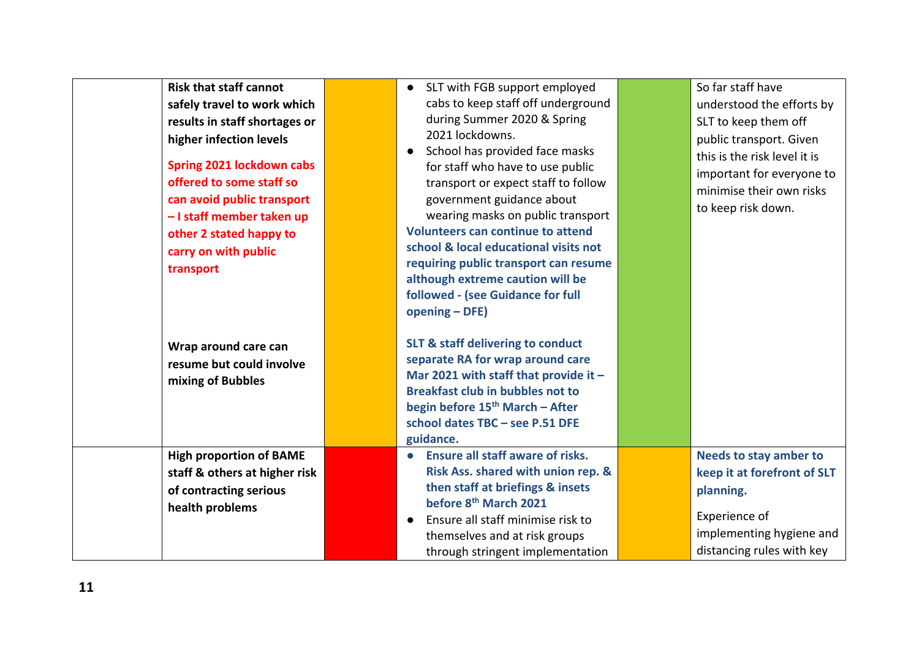| | | | | | |
|---|---|---|---|---|---|
| | **Risk that staff cannot safely travel to work which results in staff shortages or higher infection levels**<br><br>**Spring 2021 lockdown cabs offered to some staff so can avoid public transport – I staff member taken up other 2 stated happy to carry on with public transport**<br><br>**Wrap around care can resume but could involve mixing of Bubbles** | | • SLT with FGB support employed cabs to keep staff off underground during Summer 2020 & Spring 2021 lockdowns.<br>• School has provided face masks for staff who have to use public transport or expect staff to follow government guidance about wearing masks on public transport<br>**Volunteers can continue to attend school & local educational visits not requiring public transport can resume although extreme caution will be followed - (see Guidance for full opening – DFE)**<br><br>**SLT & staff delivering to conduct separate RA for wrap around care Mar 2021 with staff that provide it – Breakfast club in bubbles not to begin before 15th March – After school dates TBC – see P.51 DFE guidance.** | | So far staff have understood the efforts by SLT to keep them off public transport. Given this is the risk level it is important for everyone to minimise their own risks to keep risk down. |
| | **High proportion of BAME staff & others at higher risk of contracting serious health problems** | | • **Ensure all staff aware of risks. Risk Ass. shared with union rep. & then staff at briefings & insets before 8th March 2021**<br>• Ensure all staff minimise risk to themselves and at risk groups through stringent implementation | | **Needs to stay amber to keep it at forefront of SLT planning.**<br><br>Experience of implementing hygiene and distancing rules with key |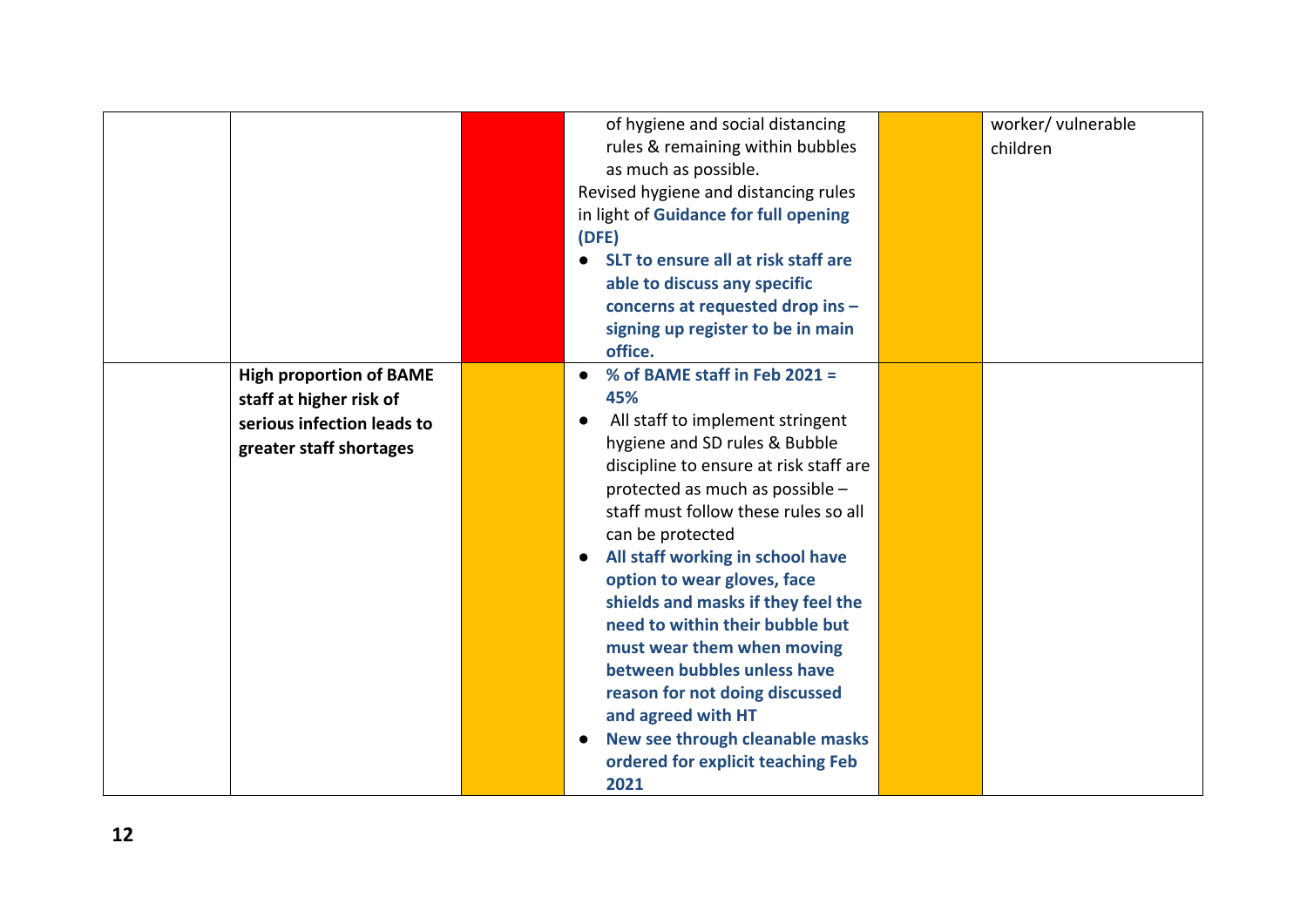| | | | | | |
|---|---|---|---|---|---|
| | | | of hygiene and social distancing rules & remaining within bubbles as much as possible.<br>Revised hygiene and distancing rules in light of **Guidance for full opening (DFE)**<br>● **SLT to ensure all at risk staff are able to discuss any specific concerns at requested drop ins – signing up register to be in main office.** | | worker/ vulnerable children |
| | **High proportion of BAME staff at higher risk of serious infection leads to greater staff shortages** | | ● **% of BAME staff in Feb 2021 = 45%**<br>● All staff to implement stringent hygiene and SD rules & Bubble discipline to ensure at risk staff are protected as much as possible – staff must follow these rules so all can be protected<br>● **All staff working in school have option to wear gloves, face shields and masks if they feel the need to within their bubble but must wear them when moving between bubbles unless have reason for not doing discussed and agreed with HT**<br>● **New see through cleanable masks ordered for explicit teaching Feb 2021** | | |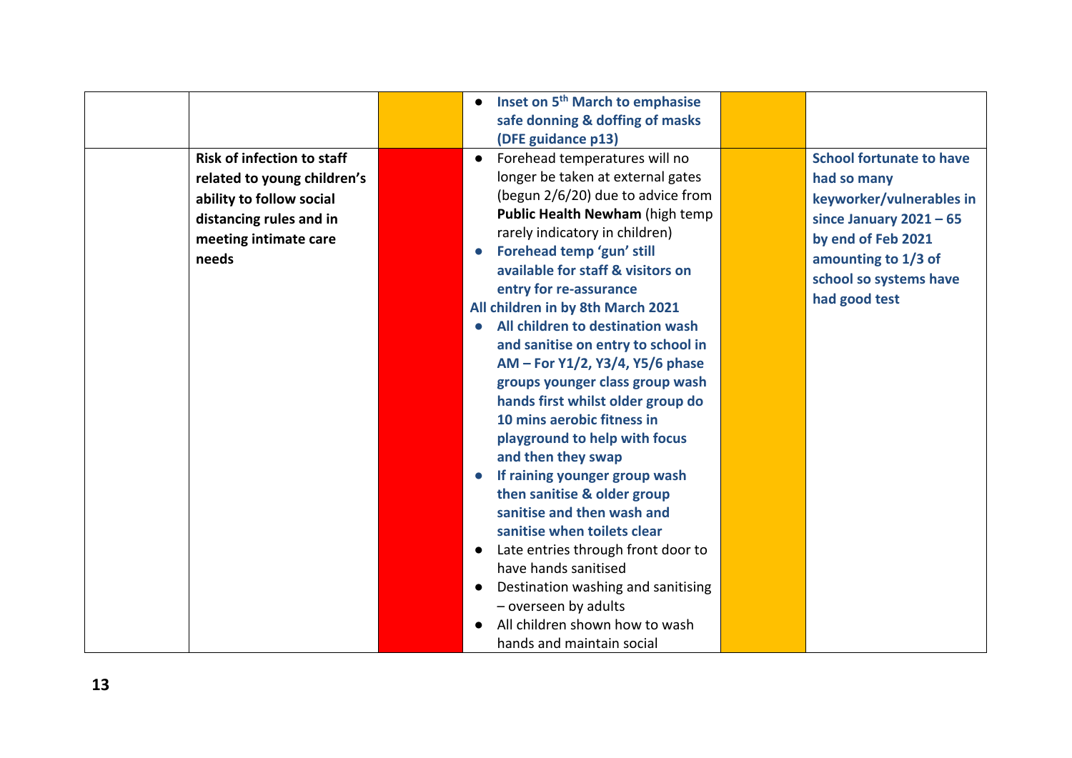| | | | | | |
|---|---|---|---|---|---|
| | | | • **Inset on 5th March to emphasise safe donning & doffing of masks (DFE guidance p13)** | | |
| | **Risk of infection to staff related to young children's ability to follow social distancing rules and in meeting intimate care needs** | | • Forehead temperatures will no longer be taken at external gates (begun 2/6/20) due to advice from **Public Health Newham** (high temp rarely indicatory in children)<br>• **Forehead temp 'gun' still available for staff & visitors on entry for re-assurance**<br>**All children in by 8th March 2021**<br>• **All children to destination wash and sanitise on entry to school in AM – For Y1/2, Y3/4, Y5/6 phase groups younger class group wash hands first whilst older group do 10 mins aerobic fitness in playground to help with focus and then they swap**<br>• **If raining younger group wash then sanitise & older group sanitise and then wash and sanitise when toilets clear**<br>• Late entries through front door to have hands sanitised<br>• Destination washing and sanitising – overseen by adults<br>• All children shown how to wash hands and maintain social | | **School fortunate to have had so many keyworker/vulnerables in since January 2021 – 65 by end of Feb 2021 amounting to 1/3 of school so systems have had good test** |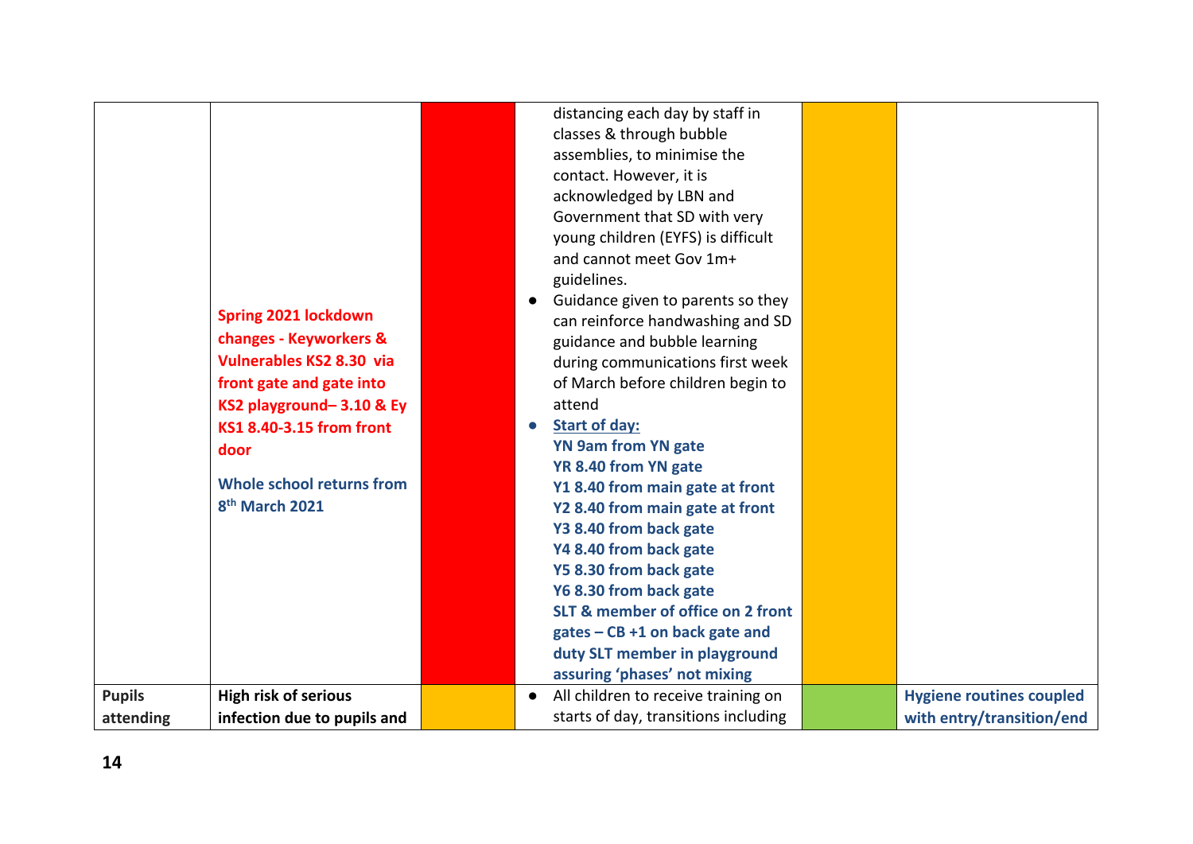| | | | | | |
|---|---|---|---|---|---|
| | Spring 2021 lockdown changes - Keyworkers & Vulnerables KS2 8.30 via front gate and gate into KS2 playground– 3.10 & Ey KS1 8.40-3.15 from front door<br><br>Whole school returns from 8th March 2021 | | distancing each day by staff in classes & through bubble assemblies, to minimise the contact. However, it is acknowledged by LBN and Government that SD with very young children (EYFS) is difficult and cannot meet Gov 1m+ guidelines.<br>● Guidance given to parents so they can reinforce handwashing and SD guidance and bubble learning during communications first week of March before children begin to attend<br>● **Start of day:**<br>**YN 9am from YN gate**<br>**YR 8.40 from YN gate**<br>**Y1 8.40 from main gate at front**<br>**Y2 8.40 from main gate at front**<br>**Y3 8.40 from back gate**<br>**Y4 8.40 from back gate**<br>**Y5 8.30 from back gate**<br>**Y6 8.30 from back gate**<br>**SLT & member of office on 2 front gates – CB +1 on back gate and duty SLT member in playground assuring 'phases' not mixing** | | |
| **Pupils attending** | **High risk of serious infection due to pupils and** | | ● All children to receive training on starts of day, transitions including | | **Hygiene routines coupled with entry/transition/end** |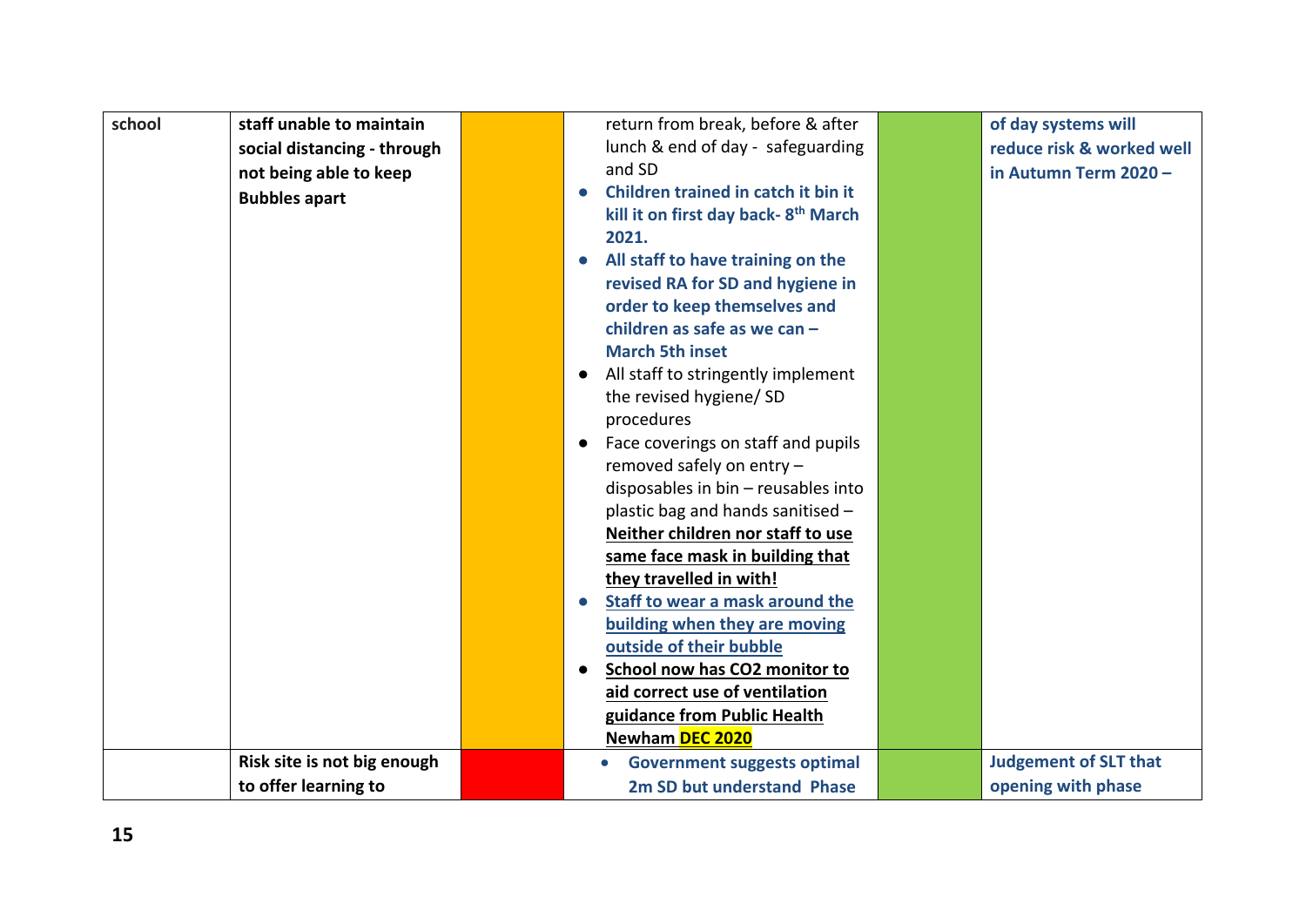| | | | | | |
|---|---|---|---|---|---|
| school | **staff unable to maintain social distancing - through not being able to keep Bubbles apart** | | return from break, before & after lunch & end of day - safeguarding and SD<br>• **Children trained in catch it bin it kill it on first day back- 8th March 2021.**<br>• **All staff to have training on the revised RA for SD and hygiene in order to keep themselves and children as safe as we can – March 5th inset**<br>• All staff to stringently implement the revised hygiene/ SD procedures<br>• Face coverings on staff and pupils removed safely on entry – disposables in bin – reusables into plastic bag and hands sanitised – **Neither children nor staff to use same face mask in building that they travelled in with!**<br>• **Staff to wear a mask around the building when they are moving outside of their bubble**<br>• **School now has CO2 monitor to aid correct use of ventilation guidance from Public Health Newham DEC 2020** | | **of day systems will reduce risk & worked well in Autumn Term 2020 –** |
| | **Risk site is not big enough to offer learning to** | | • **Government suggests optimal 2m SD but understand Phase** | | **Judgement of SLT that opening with phase** |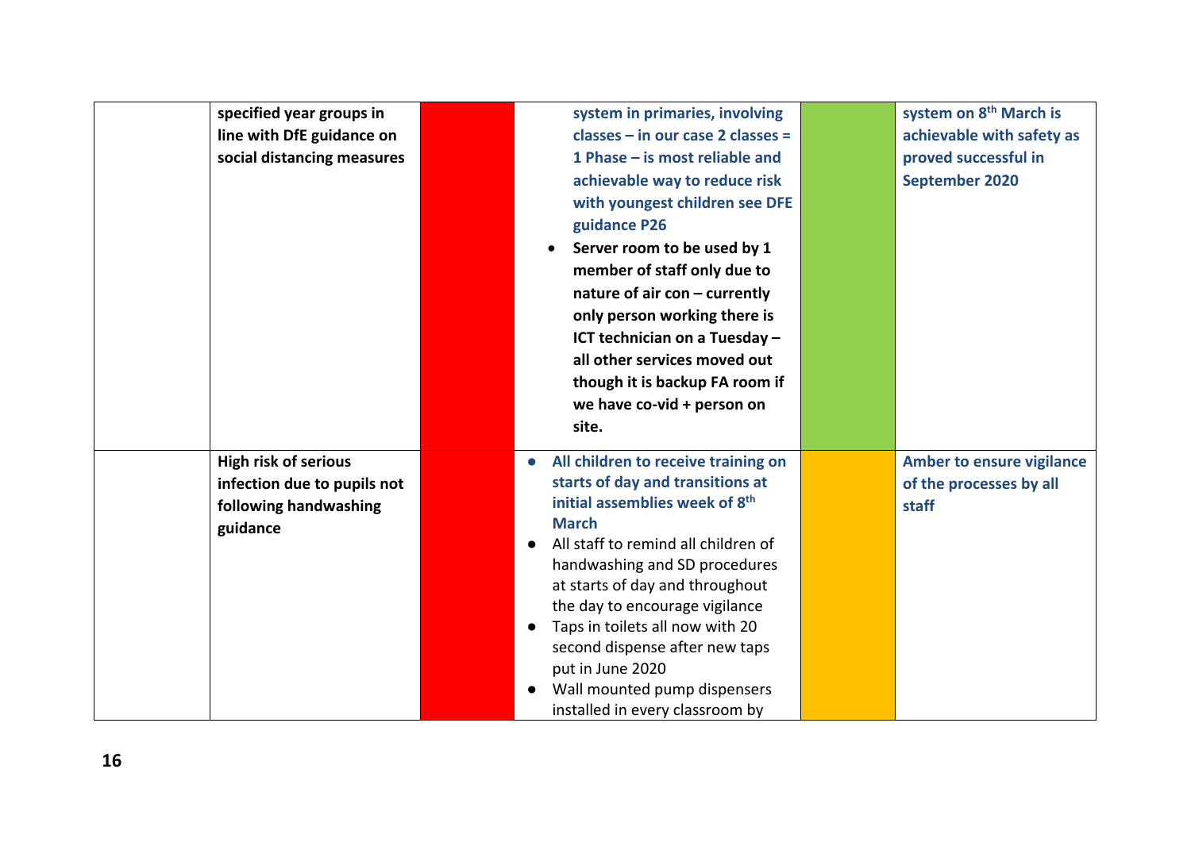| | | | | | |
|---|---|---|---|---|---|
| | specified year groups in line with DfE guidance on social distancing measures | | system in primaries, involving classes – in our case 2 classes = 1 Phase – is most reliable and achievable way to reduce risk with youngest children see DFE guidance P26<br>• Server room to be used by 1 member of staff only due to nature of air con – currently only person working there is ICT technician on a Tuesday – all other services moved out though it is backup FA room if we have co-vid + person on site. | | system on 8th March is achievable with safety as proved successful in September 2020 |
| | High risk of serious infection due to pupils not following handwashing guidance | | • All children to receive training on starts of day and transitions at initial assemblies week of 8th March<br>• All staff to remind all children of handwashing and SD procedures at starts of day and throughout the day to encourage vigilance<br>• Taps in toilets all now with 20 second dispense after new taps put in June 2020<br>• Wall mounted pump dispensers installed in every classroom by | | Amber to ensure vigilance of the processes by all staff |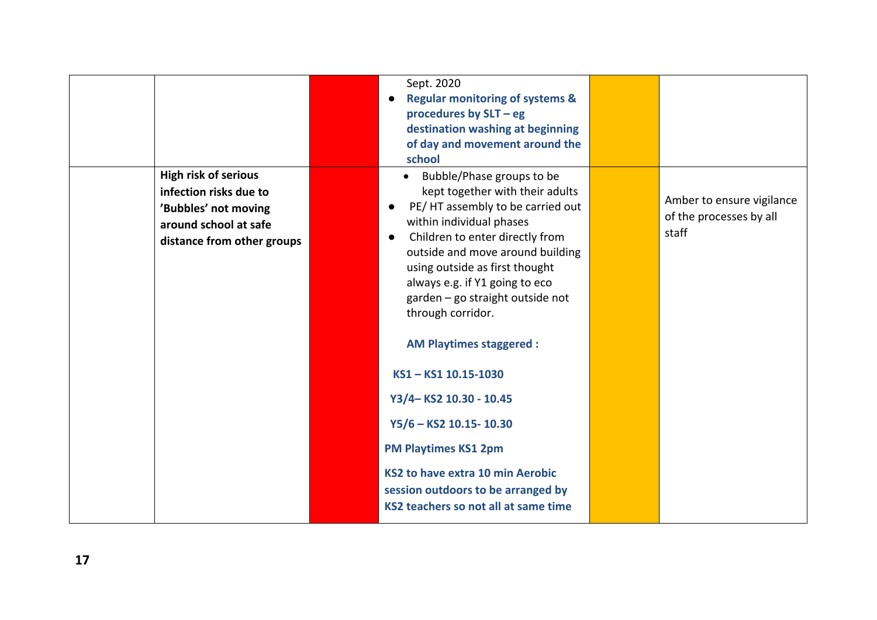|  |  |  |  |  |  |
|---|---|---|---|---|---|
|  |  |  | Sept. 2020<br>• **Regular monitoring of systems & procedures by SLT – eg destination washing at beginning of day and movement around the school** |  |  |
|  | **High risk of serious infection risks due to 'Bubbles' not moving around school at safe distance from other groups** |  | • Bubble/Phase groups to be kept together with their adults<br>• PE/ HT assembly to be carried out within individual phases<br>• Children to enter directly from outside and move around building using outside as first thought always e.g. if Y1 going to eco garden – go straight outside not through corridor.<br><br>**AM Playtimes staggered :**<br><br>**KS1 – KS1 10.15-1030**<br><br>**Y3/4– KS2 10.30 - 10.45**<br><br>**Y5/6 – KS2 10.15- 10.30**<br><br>**PM Playtimes KS1 2pm**<br><br>**KS2 to have extra 10 min Aerobic session outdoors to be arranged by KS2 teachers so not all at same time** |  | Amber to ensure vigilance of the processes by all staff |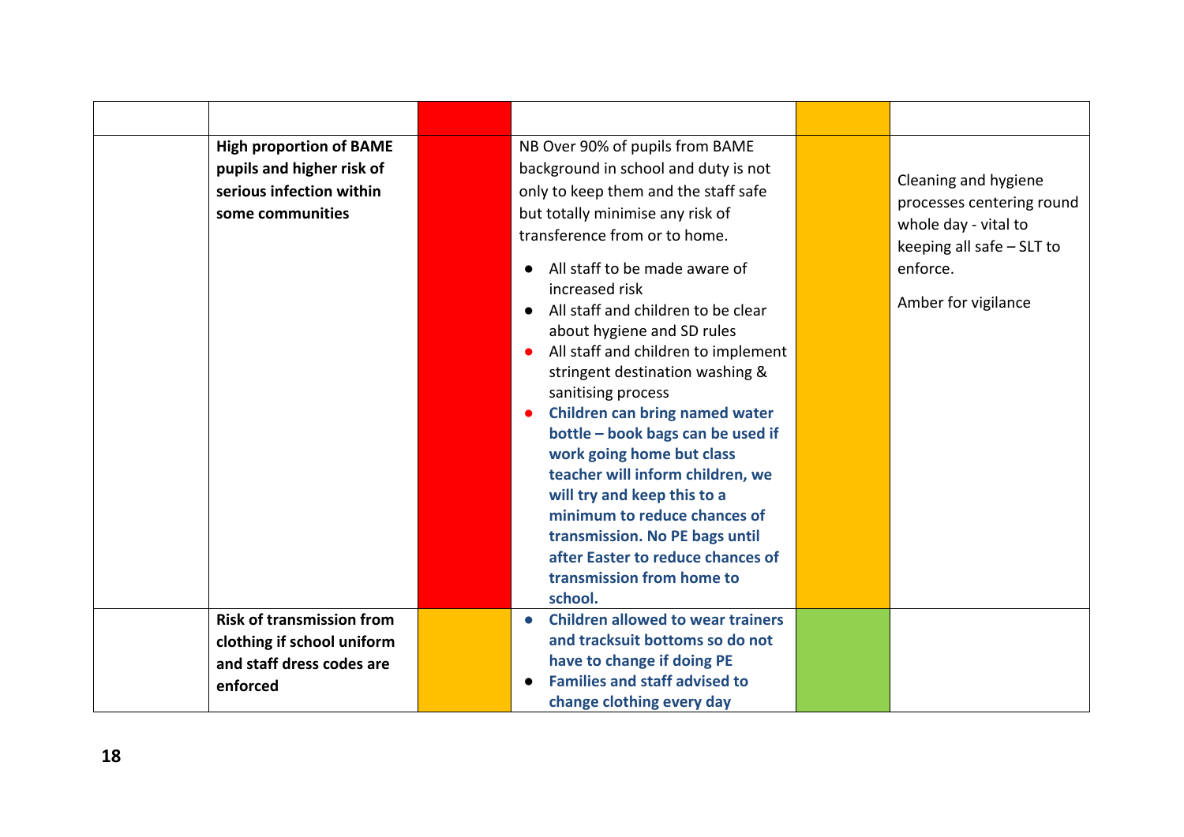| | | | | | |
|---|---|---|---|---|---|
| | **High proportion of BAME pupils and higher risk of serious infection within some communities** | | NB Over 90% of pupils from BAME background in school and duty is not only to keep them and the staff safe but totally minimise any risk of transference from or to home.<br>• All staff to be made aware of increased risk<br>• All staff and children to be clear about hygiene and SD rules<br>• All staff and children to implement stringent destination washing & sanitising process<br>• **Children can bring named water bottle – book bags can be used if work going home but class teacher will inform children, we will try and keep this to a minimum to reduce chances of transmission. No PE bags until after Easter to reduce chances of transmission from home to school.** | | Cleaning and hygiene processes centering round whole day - vital to keeping all safe – SLT to enforce.<br><br>Amber for vigilance |
| | **Risk of transmission from clothing if school uniform and staff dress codes are enforced** | | • **Children allowed to wear trainers and tracksuit bottoms so do not have to change if doing PE**<br>• **Families and staff advised to change clothing every day** | | |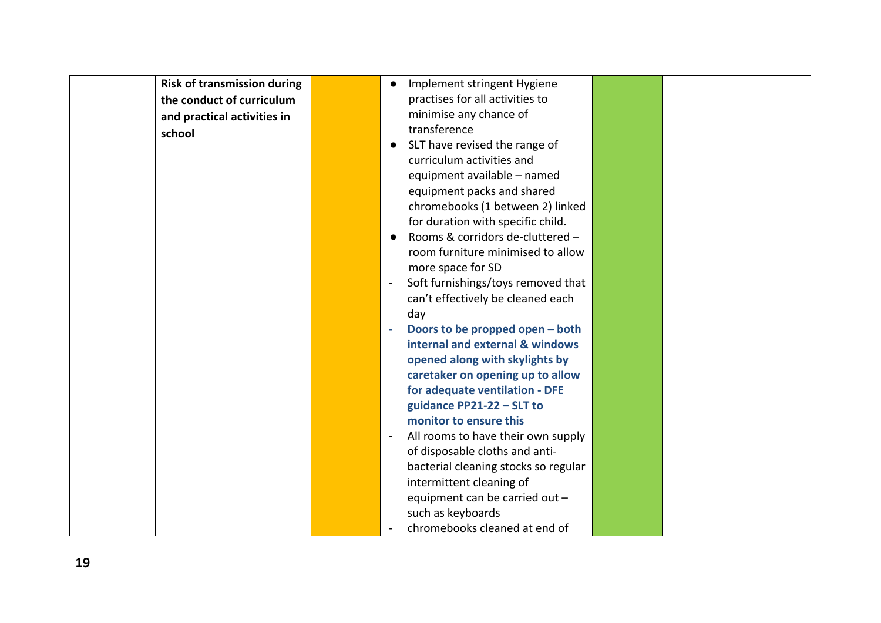|  | **Risk of transmission during the conduct of curriculum and practical activities in school** |  | ● Implement stringent Hygiene practises for all activities to minimise any chance of transference<br>● SLT have revised the range of curriculum activities and equipment available – named equipment packs and shared chromebooks (1 between 2) linked for duration with specific child.<br>● Rooms & corridors de-cluttered – room furniture minimised to allow more space for SD<br>- Soft furnishings/toys removed that can't effectively be cleaned each day<br>- **Doors to be propped open – both internal and external & windows opened along with skylights by caretaker on opening up to allow for adequate ventilation - DFE guidance PP21-22 – SLT to monitor to ensure this**<br>- All rooms to have their own supply of disposable cloths and anti-bacterial cleaning stocks so regular intermittent cleaning of equipment can be carried out – such as keyboards<br>- chromebooks cleaned at end of |  |  |
|---|---|---|---|---|---|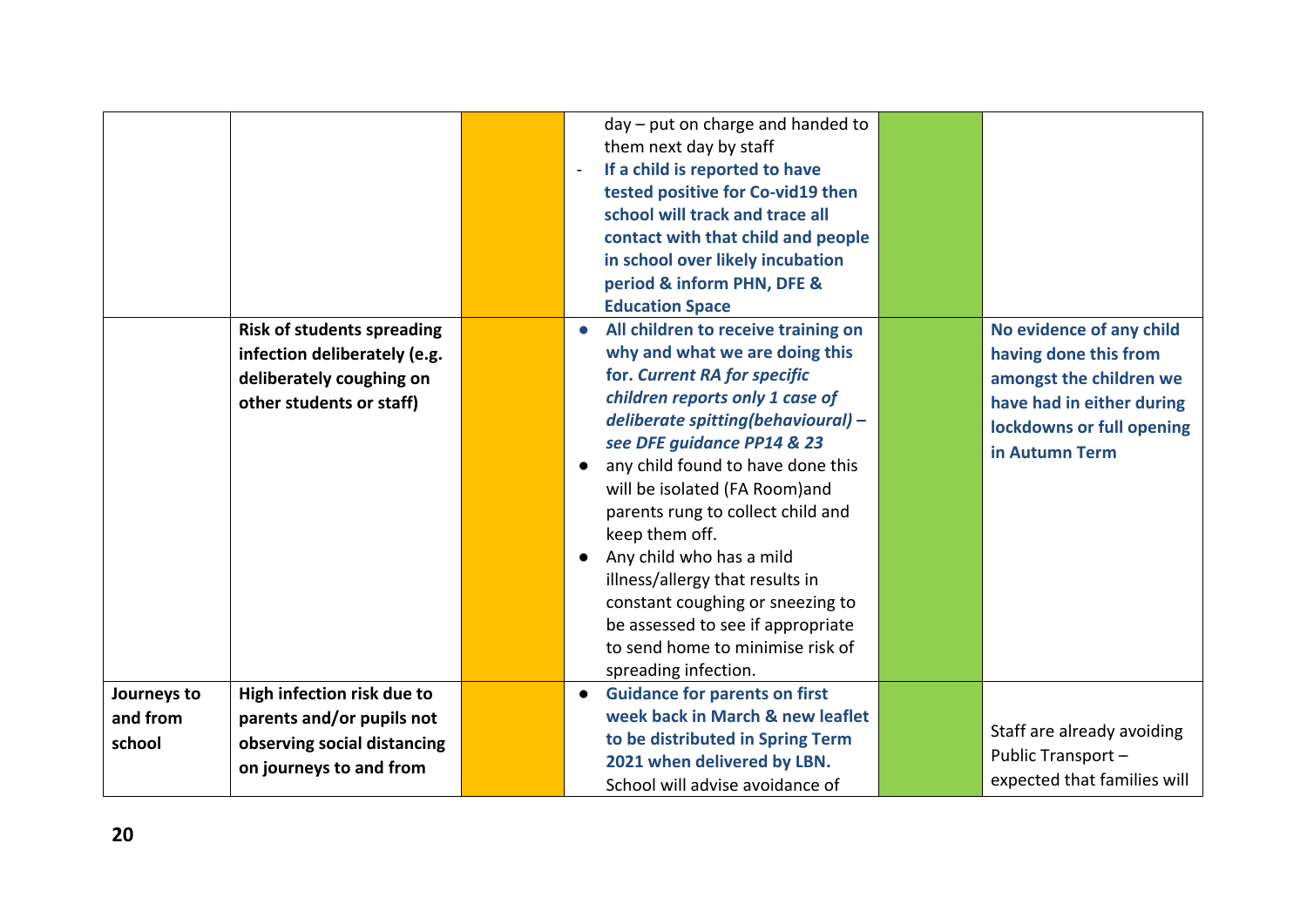| | | | | | |
|---|---|---|---|---|---|
| | | | day – put on charge and handed to them next day by staff<br>- **If a child is reported to have tested positive for Co-vid19 then school will track and trace all contact with that child and people in school over likely incubation period & inform PHN, DFE & Education Space** | | |
| | **Risk of students spreading infection deliberately (e.g. deliberately coughing on other students or staff)** | | • **All children to receive training on why and what we are doing this for. *Current RA for specific children reports only 1 case of deliberate spitting(behavioural) – see DFE guidance PP14 & 23***<br>• any child found to have done this will be isolated (FA Room)and parents rung to collect child and keep them off.<br>• Any child who has a mild illness/allergy that results in constant coughing or sneezing to be assessed to see if appropriate to send home to minimise risk of spreading infection. | | **No evidence of any child having done this from amongst the children we have had in either during lockdowns or full opening in Autumn Term** |
| **Journeys to and from school** | **High infection risk due to parents and/or pupils not observing social distancing on journeys to and from** | | • **Guidance for parents on first week back in March & new leaflet to be distributed in Spring Term 2021 when delivered by LBN.** School will advise avoidance of | | Staff are already avoiding Public Transport – expected that families will |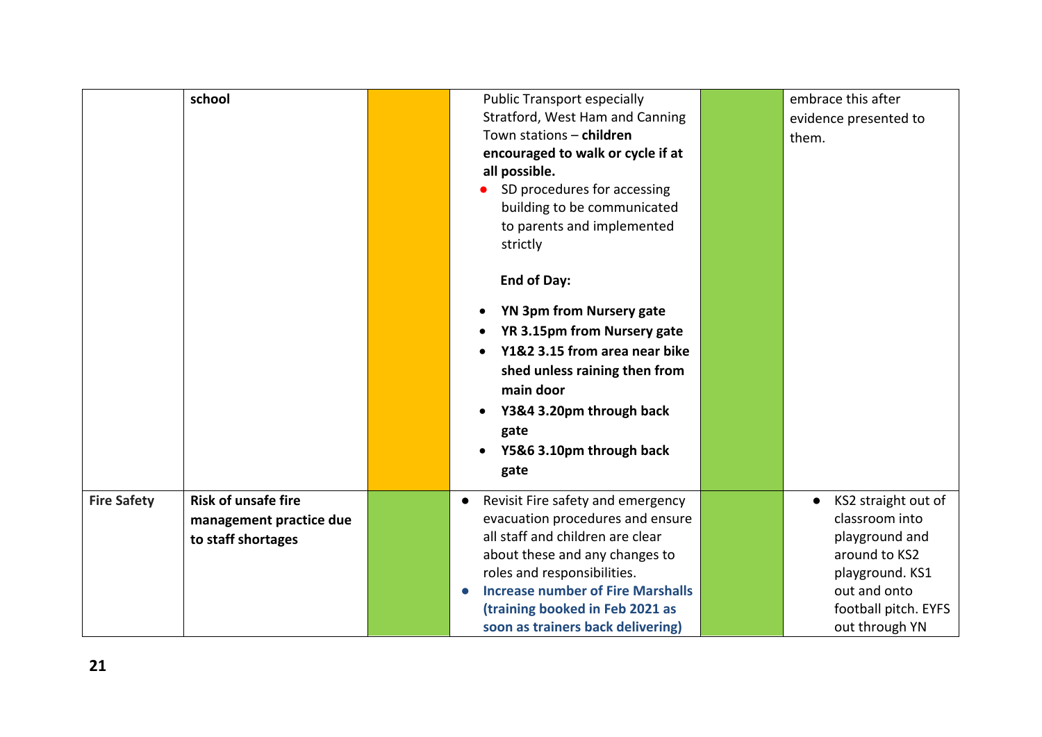| | | | | | |
|---|---|---|---|---|---|
| | **school** | | Public Transport especially Stratford, West Ham and Canning Town stations – **children encouraged to walk or cycle if at all possible.**<br>• SD procedures for accessing building to be communicated to parents and implemented strictly<br><br>**End of Day:**<br>• **YN 3pm from Nursery gate**<br>• **YR 3.15pm from Nursery gate**<br>• **Y1&2 3.15 from area near bike shed unless raining then from main door**<br>• **Y3&4 3.20pm through back gate**<br>• **Y5&6 3.10pm through back gate** | | embrace this after evidence presented to them. |
| **Fire Safety** | **Risk of unsafe fire management practice due to staff shortages** | | • Revisit Fire safety and emergency evacuation procedures and ensure all staff and children are clear about these and any changes to roles and responsibilities.<br>• **Increase number of Fire Marshalls (training booked in Feb 2021 as soon as trainers back delivering)** | | • KS2 straight out of classroom into playground and around to KS2 playground. KS1 out and onto football pitch. EYFS out through YN |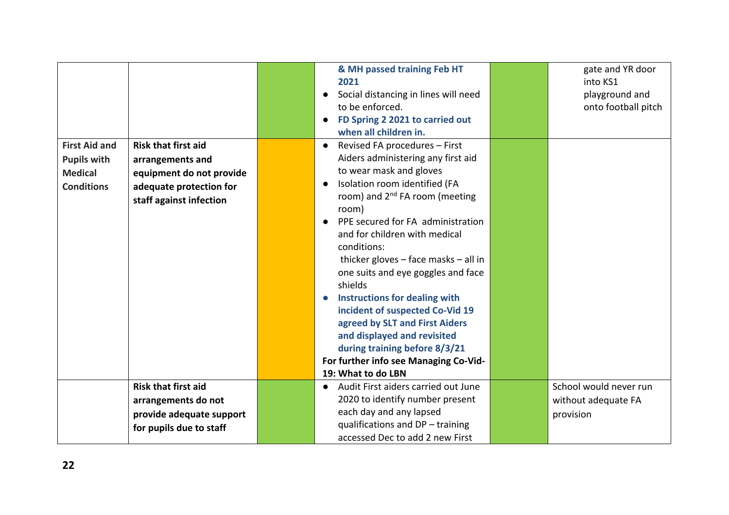| | | | | | |
|---|---|---|---|---|---|
| | | | **& MH passed training Feb HT 2021**<br>● Social distancing in lines will need to be enforced.<br>● **FD Spring 2 2021 to carried out when all children in.** | | gate and YR door into KS1 playground and onto football pitch |
| **First Aid and Pupils with Medical Conditions** | **Risk that first aid arrangements and equipment do not provide adequate protection for staff against infection** | | ● Revised FA procedures – First Aiders administering any first aid to wear mask and gloves<br>● Isolation room identified (FA room) and 2nd FA room (meeting room)<br>● PPE secured for FA administration and for children with medical conditions: thicker gloves – face masks – all in one suits and eye goggles and face shields<br>● **Instructions for dealing with incident of suspected Co-Vid 19 agreed by SLT and First Aiders and displayed and revisited during training before 8/3/21**<br>**For further info see Managing Co-Vid-19: What to do LBN** | | |
| | **Risk that first aid arrangements do not provide adequate support for pupils due to staff** | | ● Audit First aiders carried out June 2020 to identify number present each day and any lapsed qualifications and DP – training accessed Dec to add 2 new First | | School would never run without adequate FA provision |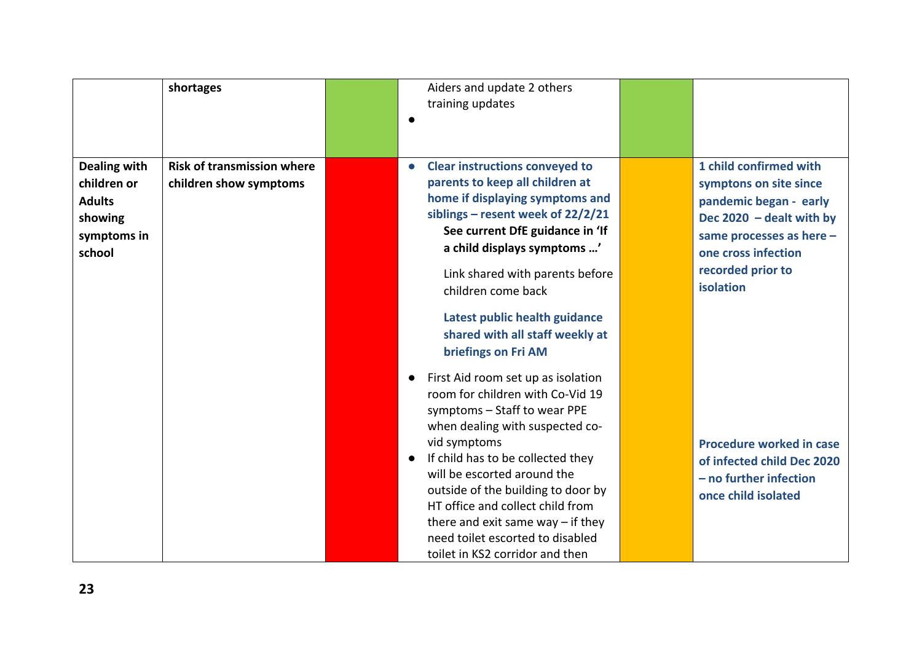|  |  |  |  |  |  |
|---|---|---|---|---|---|
|  | **shortages** |  | Aiders and update 2 others training updates<br>• |  |  |
| **Dealing with children or Adults showing symptoms in school** | **Risk of transmission where children show symptoms** |  | • **Clear instructions conveyed to parents to keep all children at home if displaying symptoms and siblings – resent week of 22/2/21** **See current DfE guidance in 'If a child displays symptoms …'**<br>Link shared with parents before children come back<br>**Latest public health guidance shared with all staff weekly at briefings on Fri AM**<br>• First Aid room set up as isolation room for children with Co-Vid 19 symptoms – Staff to wear PPE when dealing with suspected co-vid symptoms<br>• If child has to be collected they will be escorted around the outside of the building to door by HT office and collect child from there and exit same way – if they need toilet escorted to disabled toilet in KS2 corridor and then |  | **1 child confirmed with symptons on site since pandemic began - early Dec 2020 – dealt with by same processes as here – one cross infection recorded prior to isolation**<br>**Procedure worked in case of infected child Dec 2020 – no further infection once child isolated** |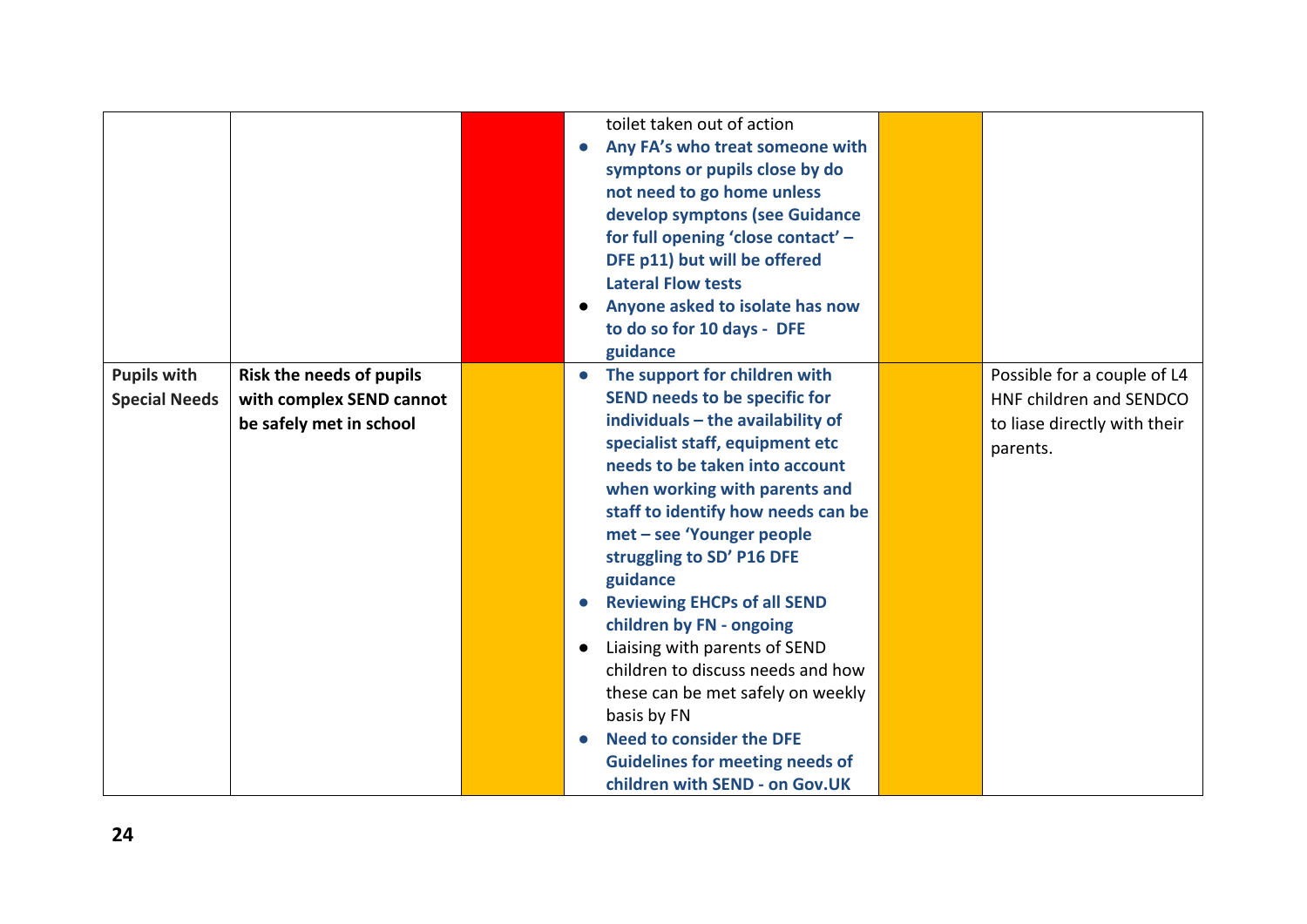| | | | | | |
|---|---|---|---|---|---|
| | | | toilet taken out of action<br>● **Any FA's who treat someone with symptons or pupils close by do not need to go home unless develop symptons (see Guidance for full opening 'close contact' – DFE p11) but will be offered Lateral Flow tests**<br>● **Anyone asked to isolate has now to do so for 10 days - DFE guidance** | | |
| **Pupils with Special Needs** | **Risk the needs of pupils with complex SEND cannot be safely met in school** | | ● **The support for children with SEND needs to be specific for individuals – the availability of specialist staff, equipment etc needs to be taken into account when working with parents and staff to identify how needs can be met – see 'Younger people struggling to SD' P16 DFE guidance**<br>● **Reviewing EHCPs of all SEND children by FN - ongoing**<br>● Liaising with parents of SEND children to discuss needs and how these can be met safely on weekly basis by FN<br>● **Need to consider the DFE Guidelines for meeting needs of children with SEND - on Gov.UK** | | Possible for a couple of L4 HNF children and SENDCO to liase directly with their parents. |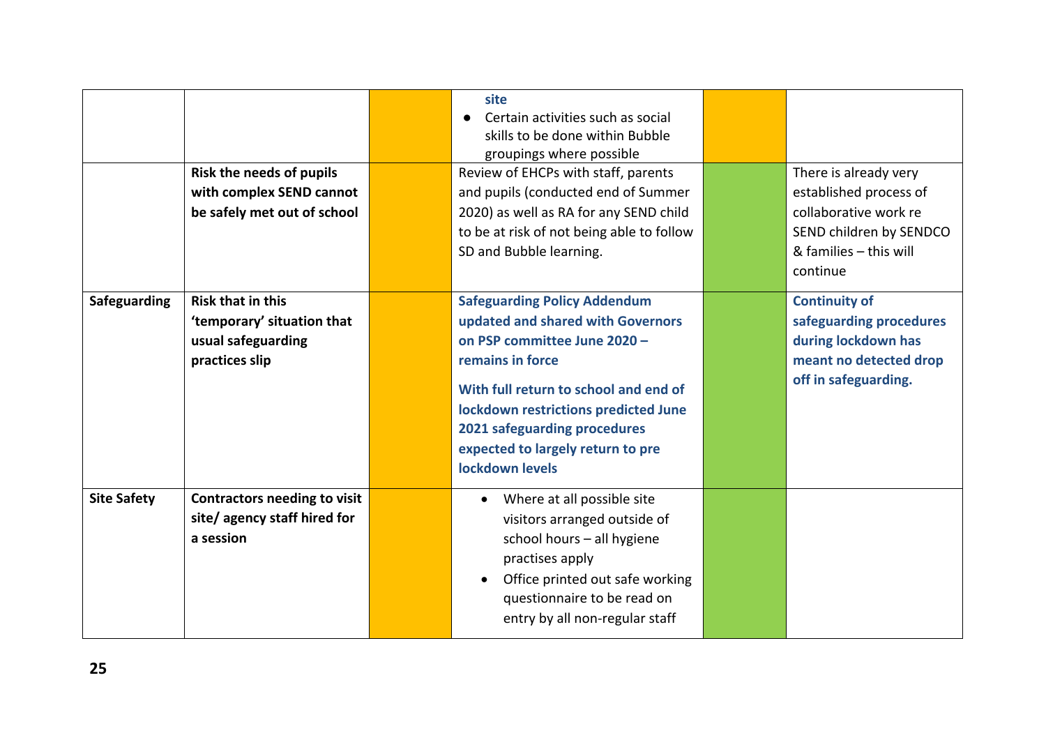| | | | | | |
|---|---|---|---|---|---|
| | | | **site**<br>● Certain activities such as social skills to be done within Bubble groupings where possible | | |
| | **Risk the needs of pupils with complex SEND cannot be safely met out of school** | | Review of EHCPs with staff, parents and pupils (conducted end of Summer 2020) as well as RA for any SEND child to be at risk of not being able to follow SD and Bubble learning. | | There is already very established process of collaborative work re SEND children by SENDCO & families – this will continue |
| **Safeguarding** | **Risk that in this 'temporary' situation that usual safeguarding practices slip** | | **Safeguarding Policy Addendum updated and shared with Governors on PSP committee June 2020 – remains in force**<br><br>**With full return to school and end of lockdown restrictions predicted June 2021 safeguarding procedures expected to largely return to pre lockdown levels** | | **Continuity of safeguarding procedures during lockdown has meant no detected drop off in safeguarding.** |
| **Site Safety** | **Contractors needing to visit site/ agency staff hired for a session** | | • Where at all possible site visitors arranged outside of school hours – all hygiene practises apply<br>• Office printed out safe working questionnaire to be read on entry by all non-regular staff | | |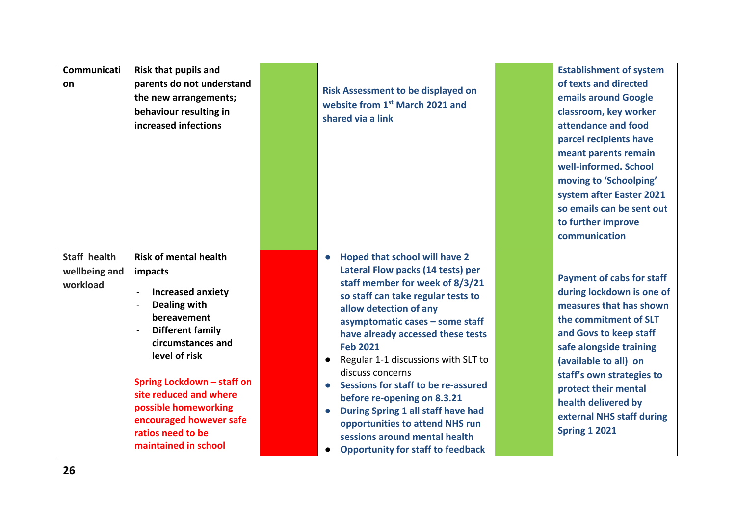| Communication | Risk that pupils and parents do not understand the new arrangements; behaviour resulting in increased infections | | Risk Assessment to be displayed on website from 1st March 2021 and shared via a link | | Establishment of system of texts and directed emails around Google classroom, key worker attendance and food parcel recipients have meant parents remain well-informed. School moving to 'Schoolping' system after Easter 2021 so emails can be sent out to further improve communication |
|---|---|---|---|---|---|
| Staff health wellbeing and workload | Risk of mental health impacts<br>- Increased anxiety<br>- Dealing with bereavement<br>- Different family circumstances and level of risk<br><br>Spring Lockdown – staff on site reduced and where possible homeworking encouraged however safe ratios need to be maintained in school | | • Hoped that school will have 2 Lateral Flow packs (14 tests) per staff member for week of 8/3/21 so staff can take regular tests to allow detection of any asymptomatic cases – some staff have already accessed these tests Feb 2021<br>• Regular 1-1 discussions with SLT to discuss concerns<br>• Sessions for staff to be re-assured before re-opening on 8.3.21<br>• During Spring 1 all staff have had opportunities to attend NHS run sessions around mental health<br>• Opportunity for staff to feedback | | Payment of cabs for staff during lockdown is one of measures that has shown the commitment of SLT and Govs to keep staff safe alongside training (available to all) on staff's own strategies to protect their mental health delivered by external NHS staff during Spring 1 2021 |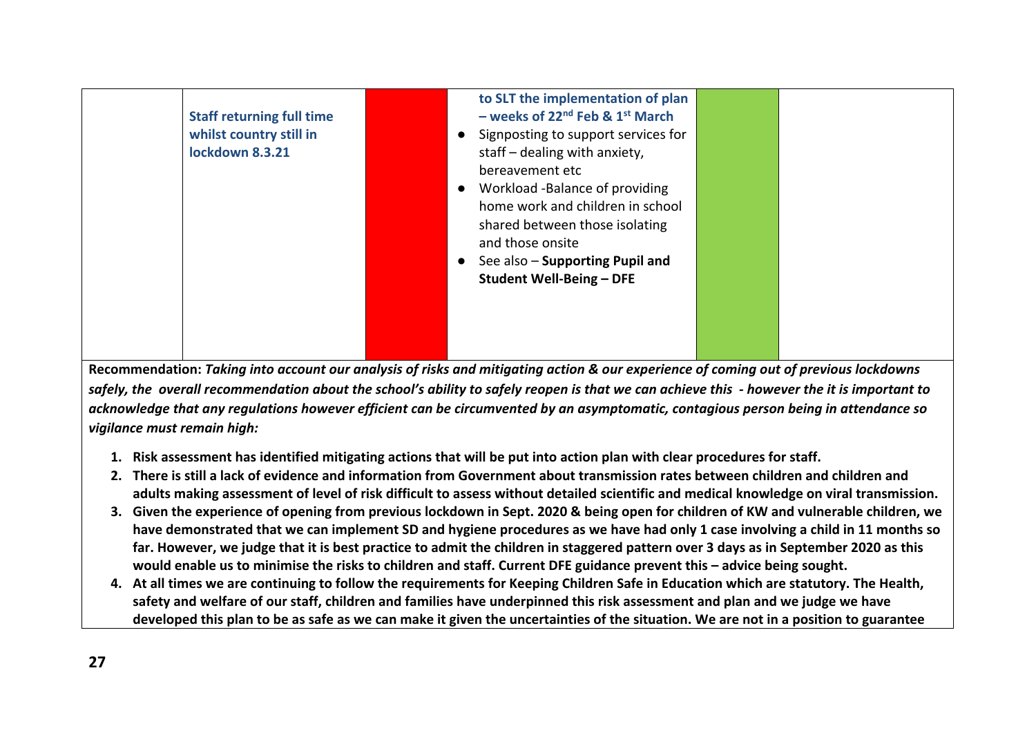| | | | | | |
|---|---|---|---|---|---|
| | **Staff returning full time whilst country still in lockdown 8.3.21** | | **to SLT the implementation of plan – weeks of 22nd Feb & 1st March**<br>● Signposting to support services for staff – dealing with anxiety, bereavement etc<br>● Workload -Balance of providing home work and children in school shared between those isolating and those onsite<br>● See also – **Supporting Pupil and Student Well-Being – DFE** | | |

**Recommendation:** ***Taking into account our analysis of risks and mitigating action & our experience of coming out of previous lockdowns safely, the overall recommendation about the school's ability to safely reopen is that we can achieve this - however the it is important to acknowledge that any regulations however efficient can be circumvented by an asymptomatic, contagious person being in attendance so vigilance must remain high:***

1. **Risk assessment has identified mitigating actions that will be put into action plan with clear procedures for staff.**
2. **There is still a lack of evidence and information from Government about transmission rates between children and children and adults making assessment of level of risk difficult to assess without detailed scientific and medical knowledge on viral transmission.**
3. **Given the experience of opening from previous lockdown in Sept. 2020 & being open for children of KW and vulnerable children, we have demonstrated that we can implement SD and hygiene procedures as we have had only 1 case involving a child in 11 months so far. However, we judge that it is best practice to admit the children in staggered pattern over 3 days as in September 2020 as this would enable us to minimise the risks to children and staff. Current DFE guidance prevent this – advice being sought.**
4. **At all times we are continuing to follow the requirements for Keeping Children Safe in Education which are statutory. The Health, safety and welfare of our staff, children and families have underpinned this risk assessment and plan and we judge we have developed this plan to be as safe as we can make it given the uncertainties of the situation. We are not in a position to guarantee**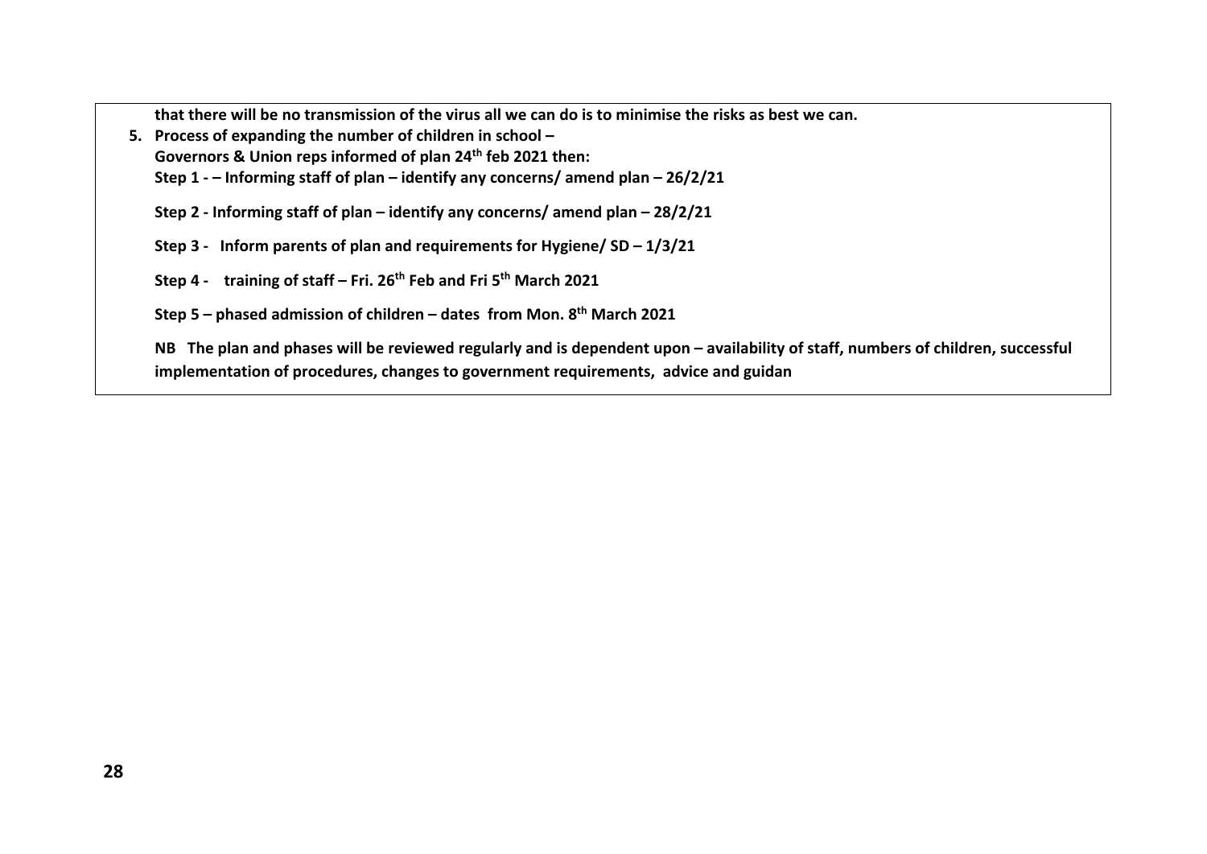**that there will be no transmission of the virus all we can do is to minimise the risks as best we can.**

5. **Process of expanding the number of children in school –**
   **Governors & Union reps informed of plan 24th feb 2021 then:**
   **Step 1 - – Informing staff of plan – identify any concerns/ amend plan – 26/2/21**

   **Step 2 - Informing staff of plan – identify any concerns/ amend plan – 28/2/21**

   **Step 3 - Inform parents of plan and requirements for Hygiene/ SD – 1/3/21**

   **Step 4 - training of staff – Fri. 26th Feb and Fri 5th March 2021**

   **Step 5 – phased admission of children – dates from Mon. 8th March 2021**

   **NB The plan and phases will be reviewed regularly and is dependent upon – availability of staff, numbers of children, successful implementation of procedures, changes to government requirements, advice and guidan**